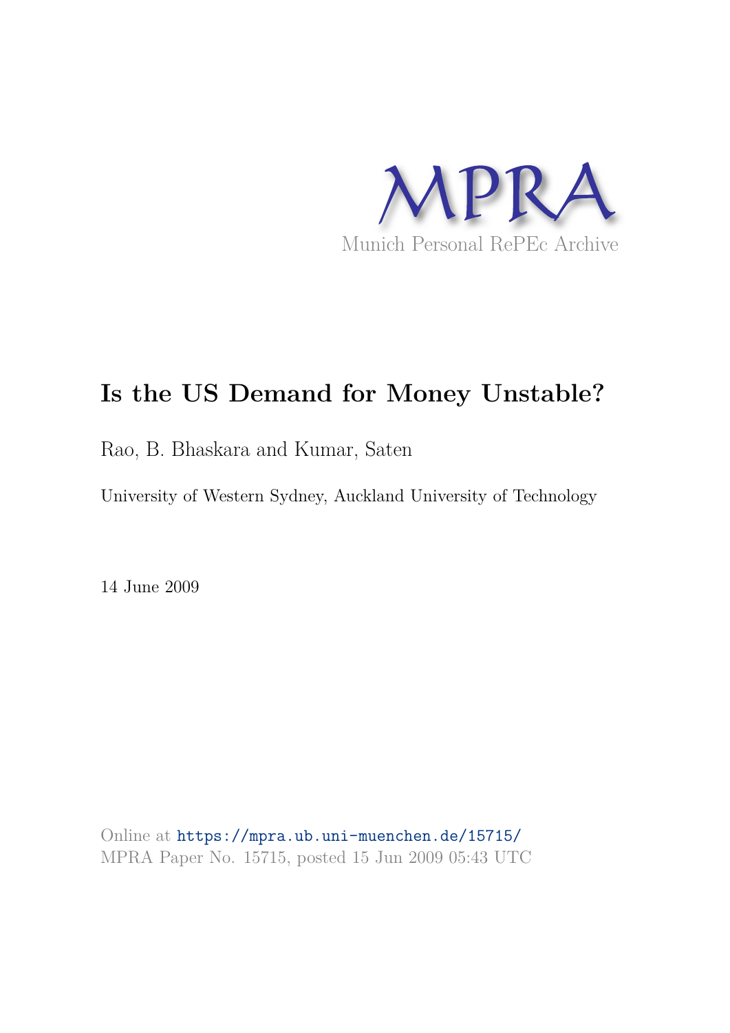MPRA

Munich Personal RePEc Archive

# Is the US Demand for Money Unstable?

Rao, B. Bhaskara and Kumar, Saten

University of Western Sydney, Auckland University of Technology

14 June 2009

Online at https://mpra.ub.uni-muenchen.de/15715/
MPRA Paper No. 15715, posted 15 Jun 2009 05:43 UTC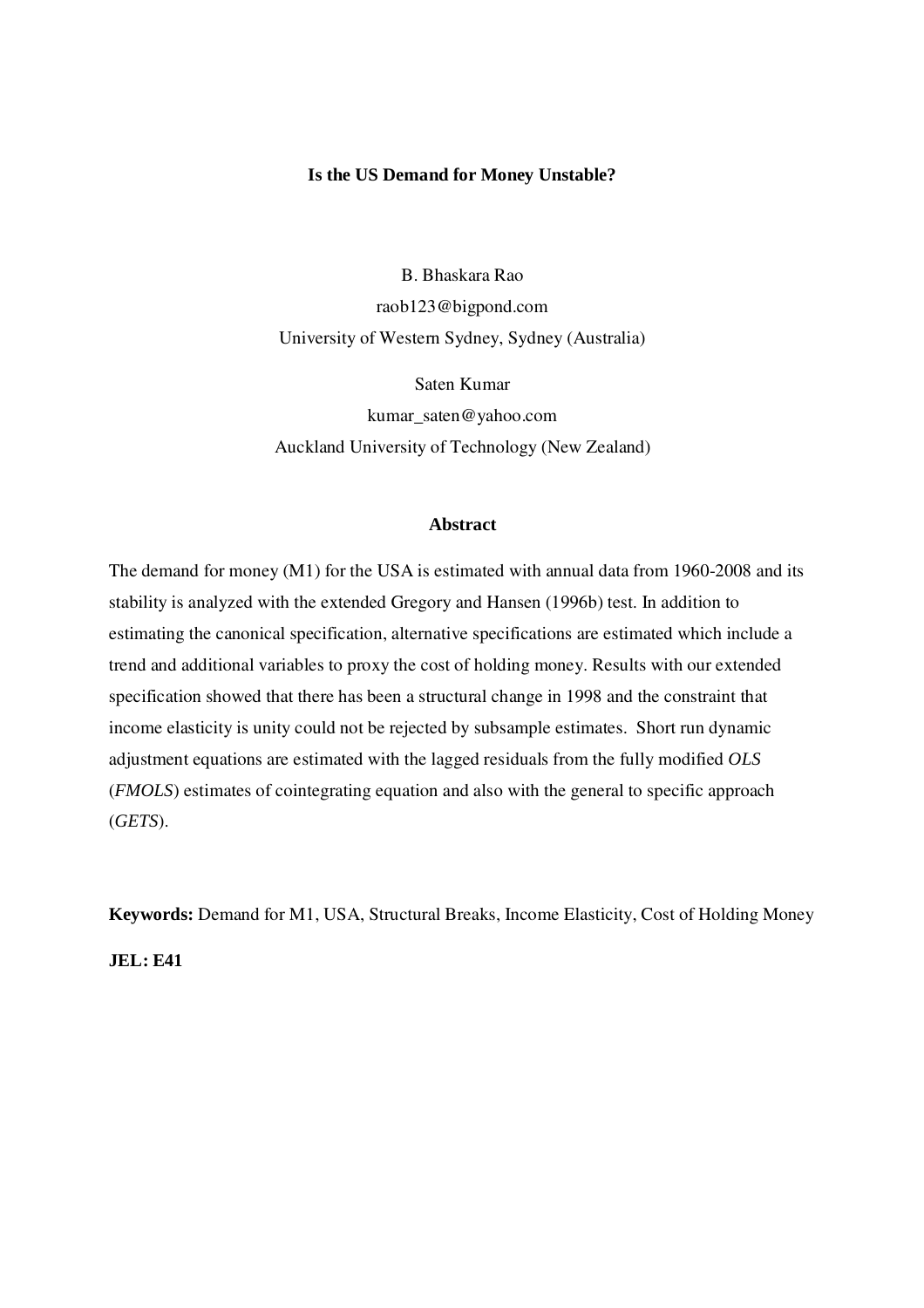**Is the US Demand for Money Unstable?**

B. Bhaskara Rao

raob123@bigpond.com

University of Western Sydney, Sydney (Australia)

Saten Kumar

kumar_saten@yahoo.com

Auckland University of Technology (New Zealand)

**Abstract**

The demand for money (M1) for the USA is estimated with annual data from 1960-2008 and its stability is analyzed with the extended Gregory and Hansen (1996b) test. In addition to estimating the canonical specification, alternative specifications are estimated which include a trend and additional variables to proxy the cost of holding money. Results with our extended specification showed that there has been a structural change in 1998 and the constraint that income elasticity is unity could not be rejected by subsample estimates. Short run dynamic adjustment equations are estimated with the lagged residuals from the fully modified *OLS* (*FMOLS*) estimates of cointegrating equation and also with the general to specific approach (*GETS*).

**Keywords:** Demand for M1, USA, Structural Breaks, Income Elasticity, Cost of Holding Money

**JEL: E41**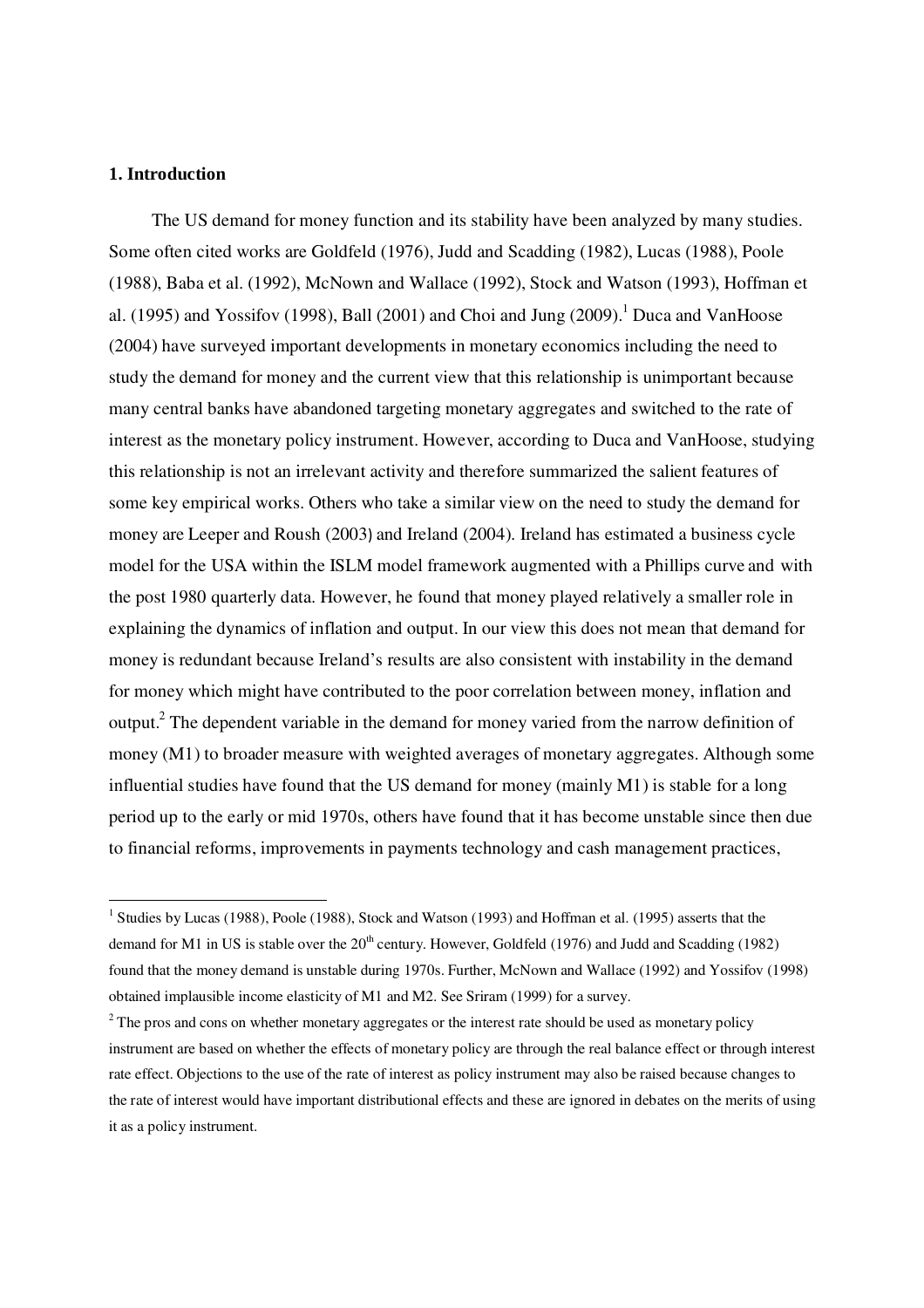## 1. Introduction

The US demand for money function and its stability have been analyzed by many studies. Some often cited works are Goldfeld (1976), Judd and Scadding (1982), Lucas (1988), Poole (1988), Baba et al. (1992), McNown and Wallace (1992), Stock and Watson (1993), Hoffman et al. (1995) and Yossifov (1998), Ball (2001) and Choi and Jung (2009).[1] Duca and VanHoose (2004) have surveyed important developments in monetary economics including the need to study the demand for money and the current view that this relationship is unimportant because many central banks have abandoned targeting monetary aggregates and switched to the rate of interest as the monetary policy instrument. However, according to Duca and VanHoose, studying this relationship is not an irrelevant activity and therefore summarized the salient features of some key empirical works. Others who take a similar view on the need to study the demand for money are Leeper and Roush (2003) and Ireland (2004). Ireland has estimated a business cycle model for the USA within the ISLM model framework augmented with a Phillips curve and with the post 1980 quarterly data. However, he found that money played relatively a smaller role in explaining the dynamics of inflation and output. In our view this does not mean that demand for money is redundant because Ireland's results are also consistent with instability in the demand for money which might have contributed to the poor correlation between money, inflation and output.[2] The dependent variable in the demand for money varied from the narrow definition of money (M1) to broader measure with weighted averages of monetary aggregates. Although some influential studies have found that the US demand for money (mainly M1) is stable for a long period up to the early or mid 1970s, others have found that it has become unstable since then due to financial reforms, improvements in payments technology and cash management practices,

---

[1] Studies by Lucas (1988), Poole (1988), Stock and Watson (1993) and Hoffman et al. (1995) asserts that the demand for M1 in US is stable over the 20th century. However, Goldfeld (1976) and Judd and Scadding (1982) found that the money demand is unstable during 1970s. Further, McNown and Wallace (1992) and Yossifov (1998) obtained implausible income elasticity of M1 and M2. See Sriram (1999) for a survey.

[2] The pros and cons on whether monetary aggregates or the interest rate should be used as monetary policy instrument are based on whether the effects of monetary policy are through the real balance effect or through interest rate effect. Objections to the use of the rate of interest as policy instrument may also be raised because changes to the rate of interest would have important distributional effects and these are ignored in debates on the merits of using it as a policy instrument.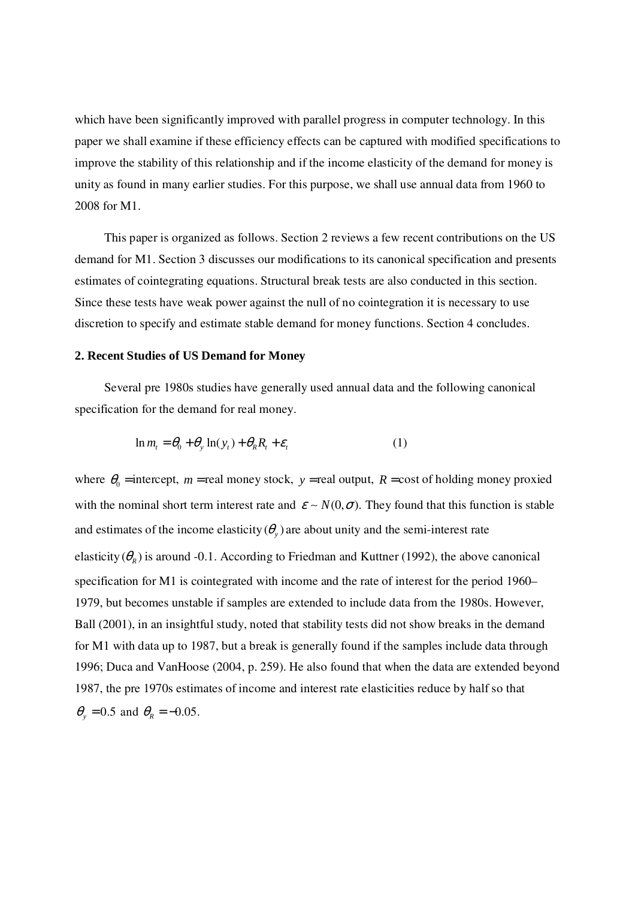which have been significantly improved with parallel progress in computer technology. In this paper we shall examine if these efficiency effects can be captured with modified specifications to improve the stability of this relationship and if the income elasticity of the demand for money is unity as found in many earlier studies. For this purpose, we shall use annual data from 1960 to 2008 for M1.

This paper is organized as follows. Section 2 reviews a few recent contributions on the US demand for M1. Section 3 discusses our modifications to its canonical specification and presents estimates of cointegrating equations. Structural break tests are also conducted in this section. Since these tests have weak power against the null of no cointegration it is necessary to use discretion to specify and estimate stable demand for money functions. Section 4 concludes.

**2. Recent Studies of US Demand for Money**

Several pre 1980s studies have generally used annual data and the following canonical specification for the demand for real money.

$$\ln m_t = \theta_0 + \theta_y \ln(y_t) + \theta_R R_t + \varepsilon_t \qquad (1)$$

where $\theta_0$ =intercept, $m$ =real money stock, $y$ =real output, $R$ =cost of holding money proxied with the nominal short term interest rate and $\varepsilon \sim N(0,\sigma)$. They found that this function is stable and estimates of the income elasticity ($\theta_y$) are about unity and the semi-interest rate elasticity ($\theta_R$) is around -0.1. According to Friedman and Kuttner (1992), the above canonical specification for M1 is cointegrated with income and the rate of interest for the period 1960–1979, but becomes unstable if samples are extended to include data from the 1980s. However, Ball (2001), in an insightful study, noted that stability tests did not show breaks in the demand for M1 with data up to 1987, but a break is generally found if the samples include data through 1996; Duca and VanHoose (2004, p. 259). He also found that when the data are extended beyond 1987, the pre 1970s estimates of income and interest rate elasticities reduce by half so that $\theta_y = 0.5$ and $\theta_R = -0.05$.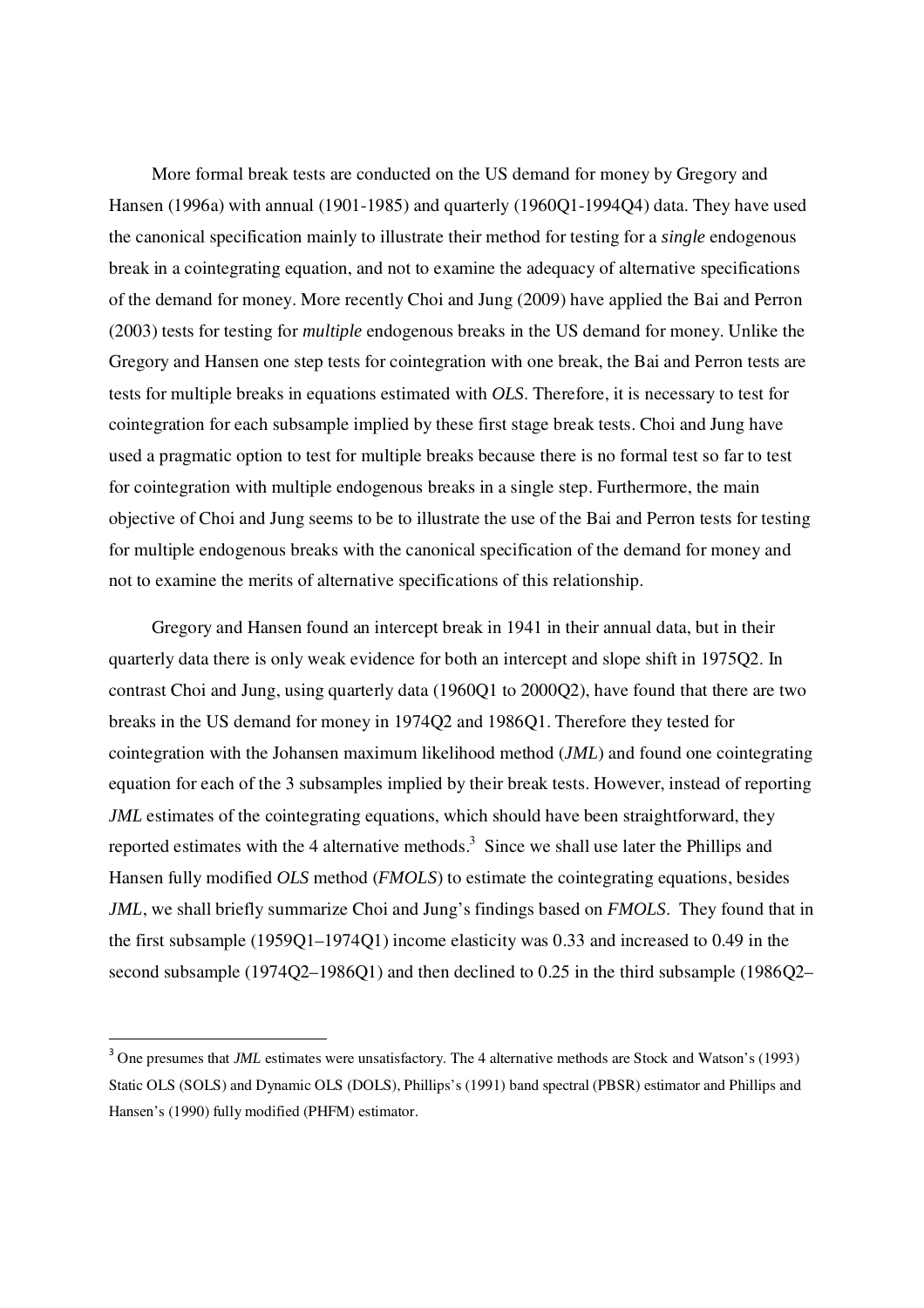More formal break tests are conducted on the US demand for money by Gregory and Hansen (1996a) with annual (1901-1985) and quarterly (1960Q1-1994Q4) data. They have used the canonical specification mainly to illustrate their method for testing for a *single* endogenous break in a cointegrating equation, and not to examine the adequacy of alternative specifications of the demand for money. More recently Choi and Jung (2009) have applied the Bai and Perron (2003) tests for testing for *multiple* endogenous breaks in the US demand for money. Unlike the Gregory and Hansen one step tests for cointegration with one break, the Bai and Perron tests are tests for multiple breaks in equations estimated with *OLS*. Therefore, it is necessary to test for cointegration for each subsample implied by these first stage break tests. Choi and Jung have used a pragmatic option to test for multiple breaks because there is no formal test so far to test for cointegration with multiple endogenous breaks in a single step. Furthermore, the main objective of Choi and Jung seems to be to illustrate the use of the Bai and Perron tests for testing for multiple endogenous breaks with the canonical specification of the demand for money and not to examine the merits of alternative specifications of this relationship.

Gregory and Hansen found an intercept break in 1941 in their annual data, but in their quarterly data there is only weak evidence for both an intercept and slope shift in 1975Q2. In contrast Choi and Jung, using quarterly data (1960Q1 to 2000Q2), have found that there are two breaks in the US demand for money in 1974Q2 and 1986Q1. Therefore they tested for cointegration with the Johansen maximum likelihood method (*JML*) and found one cointegrating equation for each of the 3 subsamples implied by their break tests. However, instead of reporting *JML* estimates of the cointegrating equations, which should have been straightforward, they reported estimates with the 4 alternative methods.[3] Since we shall use later the Phillips and Hansen fully modified *OLS* method (*FMOLS*) to estimate the cointegrating equations, besides *JML*, we shall briefly summarize Choi and Jung's findings based on *FMOLS*. They found that in the first subsample (1959Q1–1974Q1) income elasticity was 0.33 and increased to 0.49 in the second subsample (1974Q2–1986Q1) and then declined to 0.25 in the third subsample (1986Q2–

[3] One presumes that *JML* estimates were unsatisfactory. The 4 alternative methods are Stock and Watson's (1993) Static OLS (SOLS) and Dynamic OLS (DOLS), Phillips's (1991) band spectral (PBSR) estimator and Phillips and Hansen's (1990) fully modified (PHFM) estimator.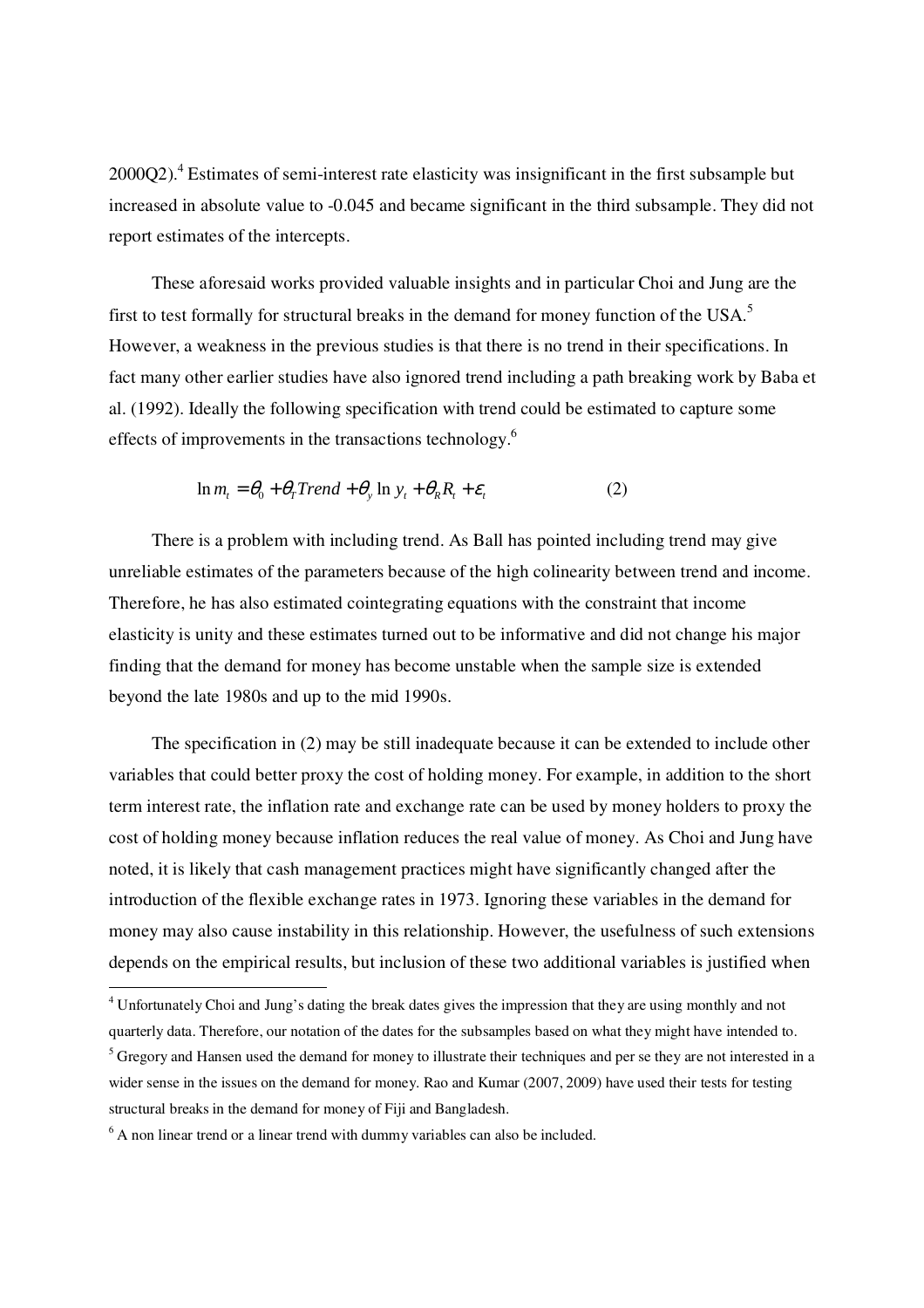2000Q2).[4] Estimates of semi-interest rate elasticity was insignificant in the first subsample but increased in absolute value to -0.045 and became significant in the third subsample. They did not report estimates of the intercepts.

These aforesaid works provided valuable insights and in particular Choi and Jung are the first to test formally for structural breaks in the demand for money function of the USA.[5] However, a weakness in the previous studies is that there is no trend in their specifications. In fact many other earlier studies have also ignored trend including a path breaking work by Baba et al. (1992). Ideally the following specification with trend could be estimated to capture some effects of improvements in the transactions technology.[6]

$$\ln m_t = \theta_0 + \theta_T Trend + \theta_y \ln y_t + \theta_R R_t + \varepsilon_t \qquad (2)$$

There is a problem with including trend. As Ball has pointed including trend may give unreliable estimates of the parameters because of the high colinearity between trend and income. Therefore, he has also estimated cointegrating equations with the constraint that income elasticity is unity and these estimates turned out to be informative and did not change his major finding that the demand for money has become unstable when the sample size is extended beyond the late 1980s and up to the mid 1990s.

The specification in (2) may be still inadequate because it can be extended to include other variables that could better proxy the cost of holding money. For example, in addition to the short term interest rate, the inflation rate and exchange rate can be used by money holders to proxy the cost of holding money because inflation reduces the real value of money. As Choi and Jung have noted, it is likely that cash management practices might have significantly changed after the introduction of the flexible exchange rates in 1973. Ignoring these variables in the demand for money may also cause instability in this relationship. However, the usefulness of such extensions depends on the empirical results, but inclusion of these two additional variables is justified when

---

[4] Unfortunately Choi and Jung's dating the break dates gives the impression that they are using monthly and not quarterly data. Therefore, our notation of the dates for the subsamples based on what they might have intended to.

[5] Gregory and Hansen used the demand for money to illustrate their techniques and per se they are not interested in a wider sense in the issues on the demand for money. Rao and Kumar (2007, 2009) have used their tests for testing structural breaks in the demand for money of Fiji and Bangladesh.

[6] A non linear trend or a linear trend with dummy variables can also be included.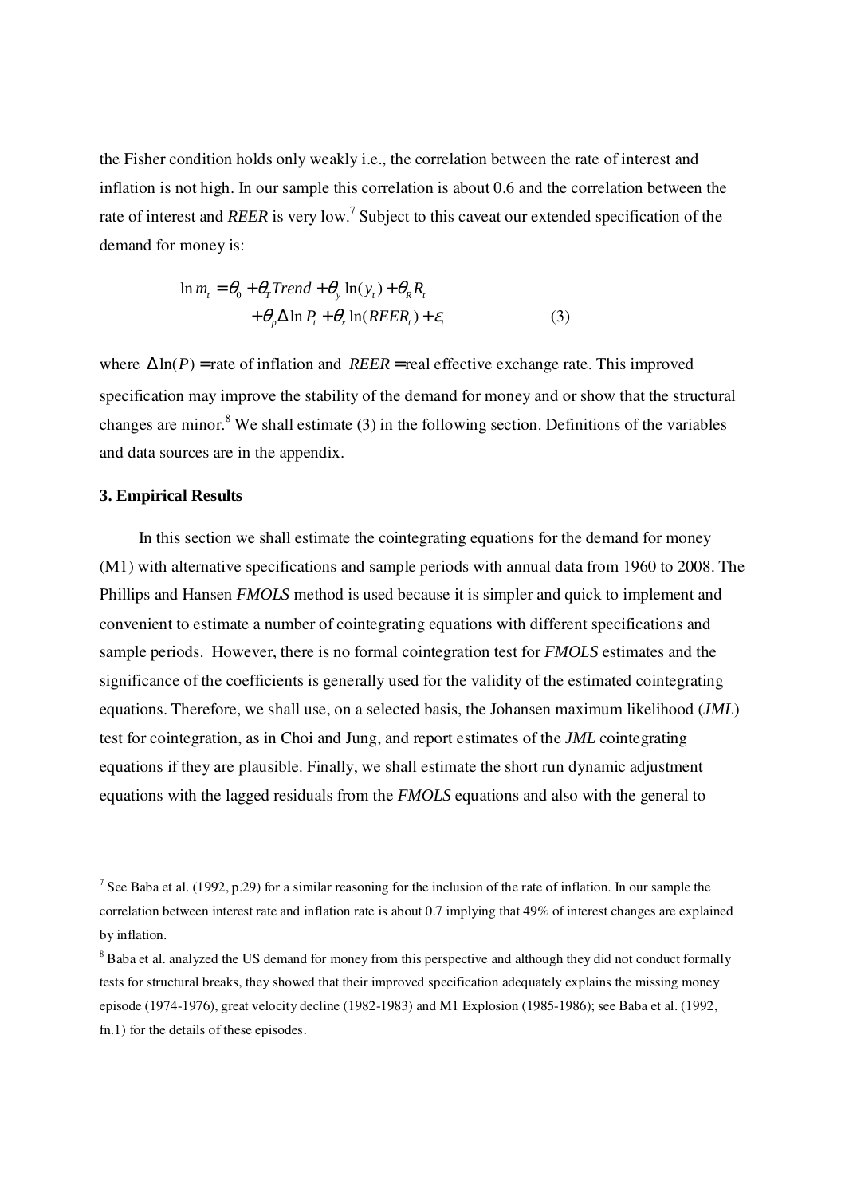the Fisher condition holds only weakly i.e., the correlation between the rate of interest and inflation is not high. In our sample this correlation is about 0.6 and the correlation between the rate of interest and *REER* is very low.[7] Subject to this caveat our extended specification of the demand for money is:

$$\ln m_t = \theta_0 + \theta_T Trend + \theta_y \ln(y_t) + \theta_R R_t + \theta_p \Delta \ln P_t + \theta_x \ln(REER_t) + \varepsilon_t \qquad (3)$$

where $\Delta \ln(P) =$ rate of inflation and $REER =$ real effective exchange rate. This improved specification may improve the stability of the demand for money and or show that the structural changes are minor.[8] We shall estimate (3) in the following section. Definitions of the variables and data sources are in the appendix.

### 3. Empirical Results

In this section we shall estimate the cointegrating equations for the demand for money (M1) with alternative specifications and sample periods with annual data from 1960 to 2008. The Phillips and Hansen *FMOLS* method is used because it is simpler and quick to implement and convenient to estimate a number of cointegrating equations with different specifications and sample periods. However, there is no formal cointegration test for *FMOLS* estimates and the significance of the coefficients is generally used for the validity of the estimated cointegrating equations. Therefore, we shall use, on a selected basis, the Johansen maximum likelihood (*JML*) test for cointegration, as in Choi and Jung, and report estimates of the *JML* cointegrating equations if they are plausible. Finally, we shall estimate the short run dynamic adjustment equations with the lagged residuals from the *FMOLS* equations and also with the general to

---

[7] See Baba et al. (1992, p.29) for a similar reasoning for the inclusion of the rate of inflation. In our sample the correlation between interest rate and inflation rate is about 0.7 implying that 49% of interest changes are explained by inflation.

[8] Baba et al. analyzed the US demand for money from this perspective and although they did not conduct formally tests for structural breaks, they showed that their improved specification adequately explains the missing money episode (1974-1976), great velocity decline (1982-1983) and M1 Explosion (1985-1986); see Baba et al. (1992, fn.1) for the details of these episodes.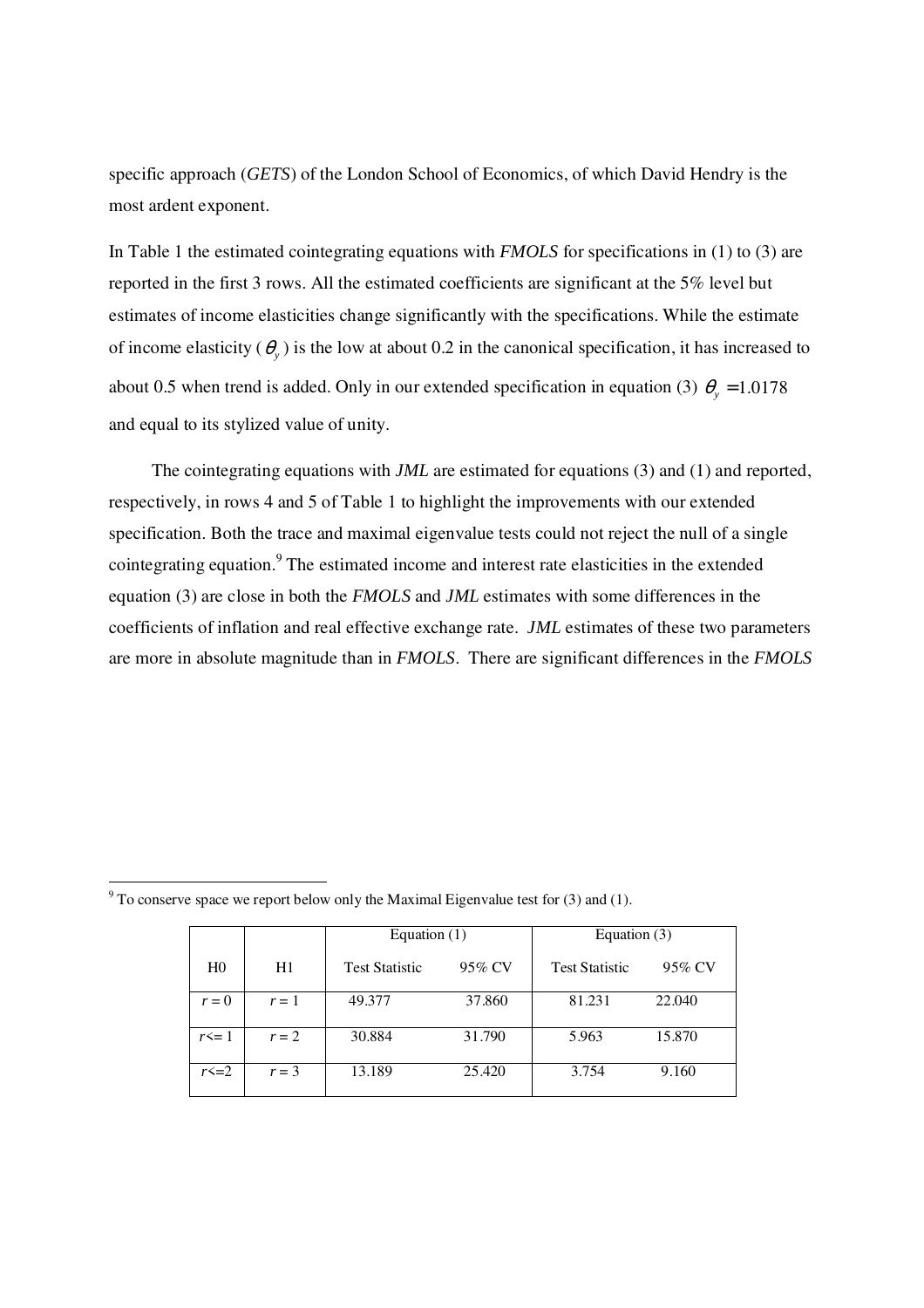specific approach (*GETS*) of the London School of Economics, of which David Hendry is the most ardent exponent.

In Table 1 the estimated cointegrating equations with *FMOLS* for specifications in (1) to (3) are reported in the first 3 rows. All the estimated coefficients are significant at the 5% level but estimates of income elasticities change significantly with the specifications. While the estimate of income elasticity ($\theta_y$) is the low at about 0.2 in the canonical specification, it has increased to about 0.5 when trend is added. Only in our extended specification in equation (3) $\theta_y = 1.0178$ and equal to its stylized value of unity.

The cointegrating equations with *JML* are estimated for equations (3) and (1) and reported, respectively, in rows 4 and 5 of Table 1 to highlight the improvements with our extended specification. Both the trace and maximal eigenvalue tests could not reject the null of a single cointegrating equation.[9] The estimated income and interest rate elasticities in the extended equation (3) are close in both the *FMOLS* and *JML* estimates with some differences in the coefficients of inflation and real effective exchange rate. *JML* estimates of these two parameters are more in absolute magnitude than in *FMOLS*. There are significant differences in the *FMOLS*

---

[9] To conserve space we report below only the Maximal Eigenvalue test for (3) and (1).

| | | Equation (1) | | Equation (3) | |
|---|---|---|---|---|---|
| H0 | H1 | Test Statistic | 95% CV | Test Statistic | 95% CV |
| $r = 0$ | $r = 1$ | 49.377 | 37.860 | 81.231 | 22.040 |
| $r \leq 1$ | $r = 2$ | 30.884 | 31.790 | 5.963 | 15.870 |
| $r \leq 2$ | $r = 3$ | 13.189 | 25.420 | 3.754 | 9.160 |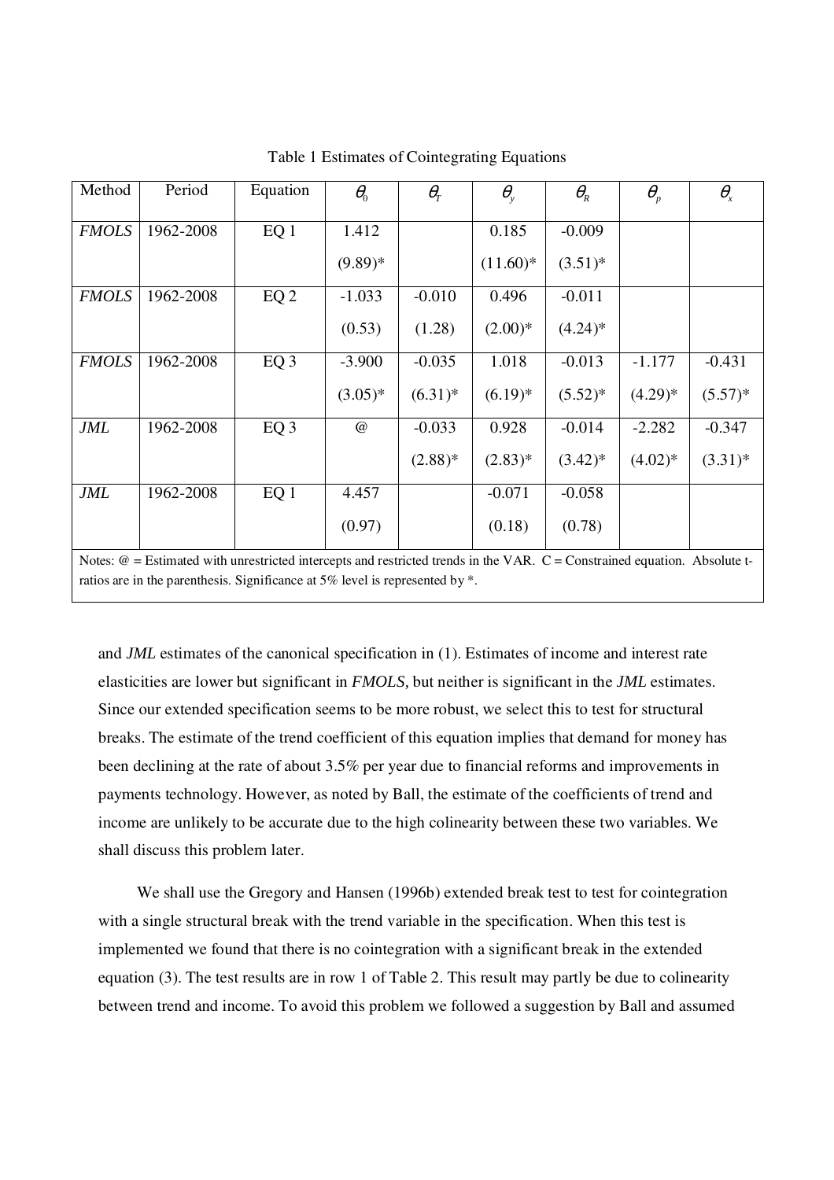Table 1 Estimates of Cointegrating Equations

| Method | Period | Equation | $\theta_0$ | $\theta_T$ | $\theta_y$ | $\theta_R$ | $\theta_p$ | $\theta_x$ |
|---|---|---|---|---|---|---|---|---|
| *FMOLS* | 1962-2008 | EQ 1 | 1.412 (9.89)* | | 0.185 (11.60)* | -0.009 (3.51)* | | |
| *FMOLS* | 1962-2008 | EQ 2 | -1.033 (0.53) | -0.010 (1.28) | 0.496 (2.00)* | -0.011 (4.24)* | | |
| *FMOLS* | 1962-2008 | EQ 3 | -3.900 (3.05)* | -0.035 (6.31)* | 1.018 (6.19)* | -0.013 (5.52)* | -1.177 (4.29)* | -0.431 (5.57)* |
| *JML* | 1962-2008 | EQ 3 | @ | -0.033 (2.88)* | 0.928 (2.83)* | -0.014 (3.42)* | -2.282 (4.02)* | -0.347 (3.31)* |
| *JML* | 1962-2008 | EQ 1 | 4.457 (0.97) | | -0.071 (0.18) | -0.058 (0.78) | | |

Notes: @ = Estimated with unrestricted intercepts and restricted trends in the VAR. C = Constrained equation. Absolute t-ratios are in the parenthesis. Significance at 5% level is represented by *.

and *JML* estimates of the canonical specification in (1). Estimates of income and interest rate elasticities are lower but significant in *FMOLS,* but neither is significant in the *JML* estimates. Since our extended specification seems to be more robust, we select this to test for structural breaks. The estimate of the trend coefficient of this equation implies that demand for money has been declining at the rate of about 3.5% per year due to financial reforms and improvements in payments technology. However, as noted by Ball, the estimate of the coefficients of trend and income are unlikely to be accurate due to the high colinearity between these two variables. We shall discuss this problem later.

We shall use the Gregory and Hansen (1996b) extended break test to test for cointegration with a single structural break with the trend variable in the specification. When this test is implemented we found that there is no cointegration with a significant break in the extended equation (3). The test results are in row 1 of Table 2. This result may partly be due to colinearity between trend and income. To avoid this problem we followed a suggestion by Ball and assumed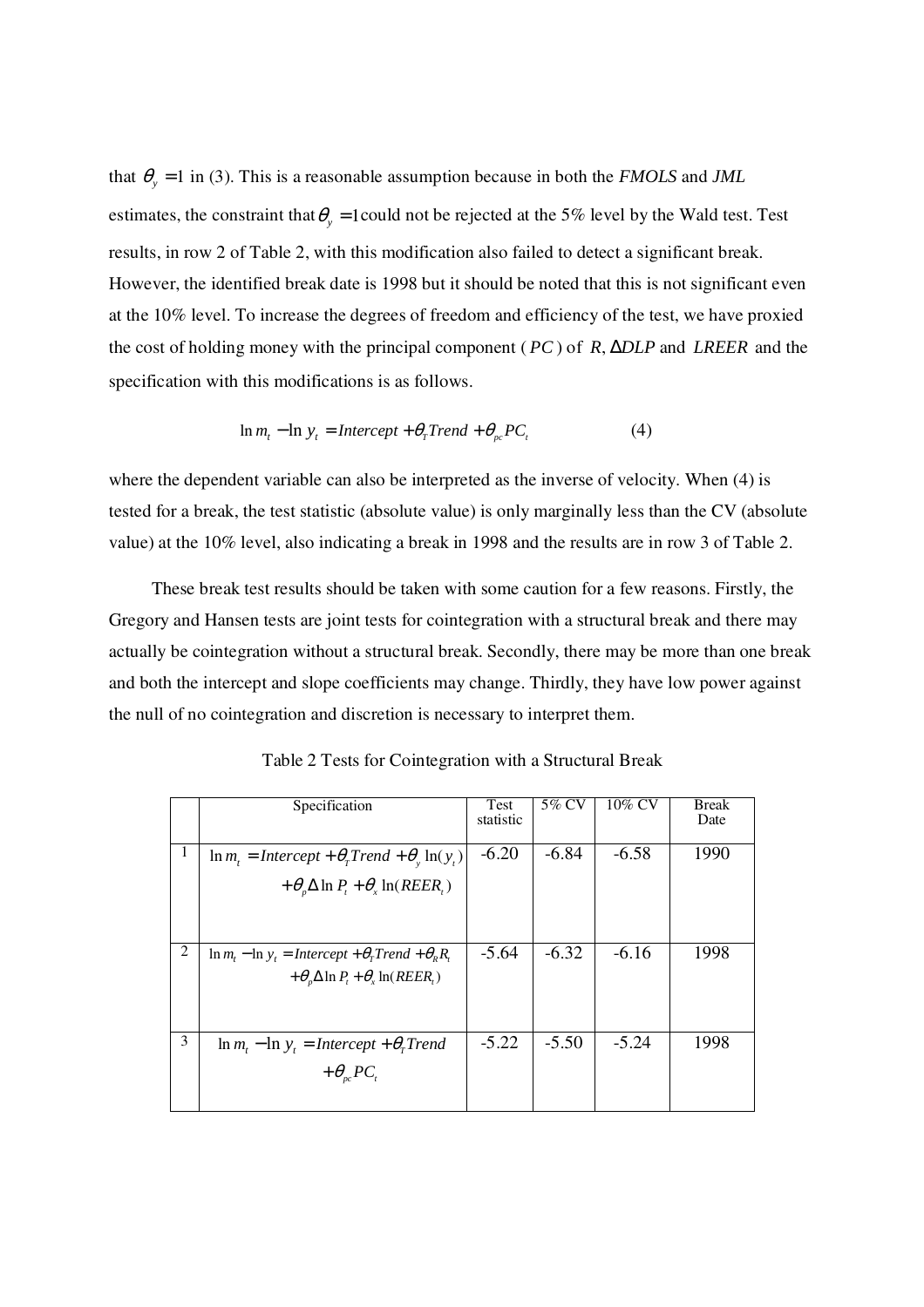that $\theta_y = 1$ in (3). This is a reasonable assumption because in both the *FMOLS* and *JML* estimates, the constraint that $\theta_y = 1$ could not be rejected at the 5% level by the Wald test. Test results, in row 2 of Table 2, with this modification also failed to detect a significant break. However, the identified break date is 1998 but it should be noted that this is not significant even at the 10% level. To increase the degrees of freedom and efficiency of the test, we have proxied the cost of holding money with the principal component ($PC$) of $R$, $\Delta DLP$ and $LREER$ and the specification with this modifications is as follows.

$$\ln m_t - \ln y_t = Intercept + \theta_T Trend + \theta_{pc} PC_t \qquad (4)$$

where the dependent variable can also be interpreted as the inverse of velocity. When (4) is tested for a break, the test statistic (absolute value) is only marginally less than the CV (absolute value) at the 10% level, also indicating a break in 1998 and the results are in row 3 of Table 2.

These break test results should be taken with some caution for a few reasons. Firstly, the Gregory and Hansen tests are joint tests for cointegration with a structural break and there may actually be cointegration without a structural break. Secondly, there may be more than one break and both the intercept and slope coefficients may change. Thirdly, they have low power against the null of no cointegration and discretion is necessary to interpret them.

Table 2 Tests for Cointegration with a Structural Break

| | Specification | Test statistic | 5% CV | 10% CV | Break Date |
|---|---|---|---|---|---|
| 1 | $\ln m_t = Intercept + \theta_T Trend + \theta_y \ln(y_t) + \theta_p \Delta \ln P_t + \theta_x \ln(REER_t)$ | -6.20 | -6.84 | -6.58 | 1990 |
| 2 | $\ln m_t - \ln y_t = Intercept + \theta_T Trend + \theta_R R_t + \theta_p \Delta \ln P_t + \theta_x \ln(REER_t)$ | -5.64 | -6.32 | -6.16 | 1998 |
| 3 | $\ln m_t - \ln y_t = Intercept + \theta_T Trend + \theta_{pc} PC_t$ | -5.22 | -5.50 | -5.24 | 1998 |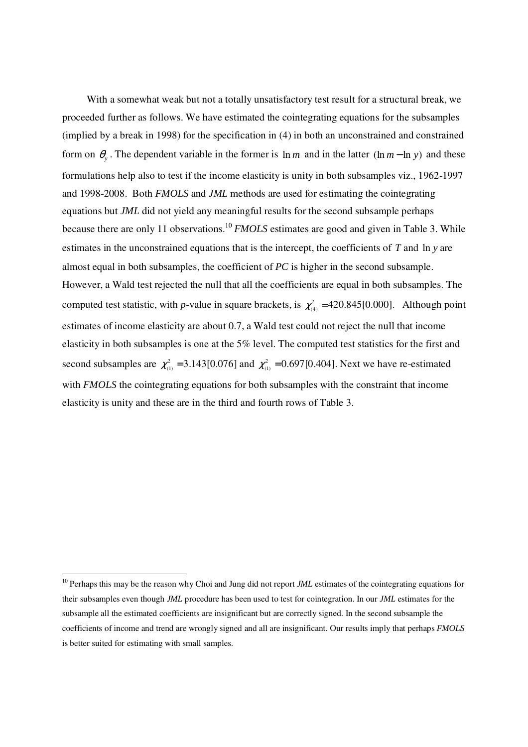With a somewhat weak but not a totally unsatisfactory test result for a structural break, we proceeded further as follows. We have estimated the cointegrating equations for the subsamples (implied by a break in 1998) for the specification in (4) in both an unconstrained and constrained form on $\theta_y$. The dependent variable in the former is $\ln m$ and in the latter $(\ln m - \ln y)$ and these formulations help also to test if the income elasticity is unity in both subsamples viz., 1962-1997 and 1998-2008. Both *FMOLS* and *JML* methods are used for estimating the cointegrating equations but *JML* did not yield any meaningful results for the second subsample perhaps because there are only 11 observations.[10] *FMOLS* estimates are good and given in Table 3. While estimates in the unconstrained equations that is the intercept, the coefficients of $T$ and $\ln y$ are almost equal in both subsamples, the coefficient of *PC* is higher in the second subsample. However, a Wald test rejected the null that all the coefficients are equal in both subsamples. The computed test statistic, with *p*-value in square brackets, is $\chi^2_{(4)} = 420.845[0.000]$. Although point estimates of income elasticity are about 0.7, a Wald test could not reject the null that income elasticity in both subsamples is one at the 5% level. The computed test statistics for the first and second subsamples are $\chi^2_{(1)} = 3.143[0.076]$ and $\chi^2_{(1)} = 0.697[0.404]$. Next we have re-estimated with *FMOLS* the cointegrating equations for both subsamples with the constraint that income elasticity is unity and these are in the third and fourth rows of Table 3.

[10] Perhaps this may be the reason why Choi and Jung did not report *JML* estimates of the cointegrating equations for their subsamples even though *JML* procedure has been used to test for cointegration. In our *JML* estimates for the subsample all the estimated coefficients are insignificant but are correctly signed. In the second subsample the coefficients of income and trend are wrongly signed and all are insignificant. Our results imply that perhaps *FMOLS* is better suited for estimating with small samples.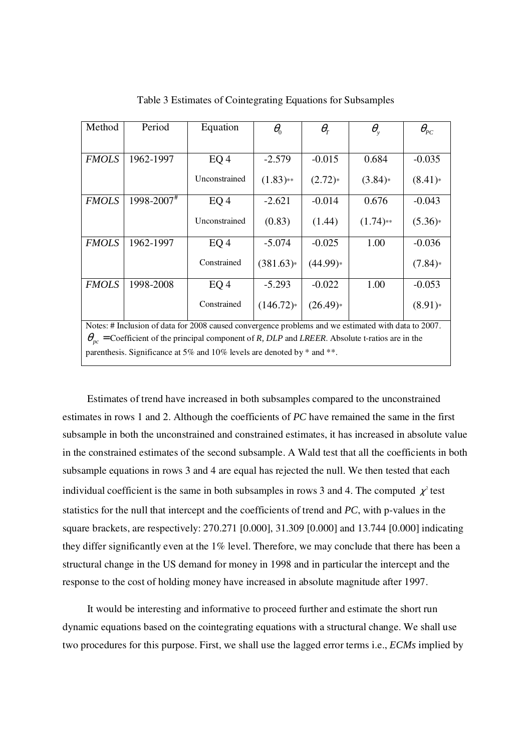Table 3 Estimates of Cointegrating Equations for Subsamples

| Method | Period | Equation | $\theta_0$ | $\theta_T$ | $\theta_y$ | $\theta_{PC}$ |
|---|---|---|---|---|---|---|
| *FMOLS* | 1962-1997 | EQ 4 Unconstrained | -2.579 (1.83)** | -0.015 (2.72)* | 0.684 (3.84)* | -0.035 (8.41)* |
| *FMOLS* | 1998-2007# | EQ 4 Unconstrained | -2.621 (0.83) | -0.014 (1.44) | 0.676 (1.74)** | -0.043 (5.36)* |
| *FMOLS* | 1962-1997 | EQ 4 Constrained | -5.074 (381.63)* | -0.025 (44.99)* | 1.00 | -0.036 (7.84)* |
| *FMOLS* | 1998-2008 | EQ 4 Constrained | -5.293 (146.72)* | -0.022 (26.49)* | 1.00 | -0.053 (8.91)* |

Notes: # Inclusion of data for 2008 caused convergence problems and we estimated with data to 2007. $\theta_{pc}$ =Coefficient of the principal component of *R, DLP* and *LREER*. Absolute t-ratios are in the parenthesis. Significance at 5% and 10% levels are denoted by * and **.

Estimates of trend have increased in both subsamples compared to the unconstrained estimates in rows 1 and 2. Although the coefficients of *PC* have remained the same in the first subsample in both the unconstrained and constrained estimates, it has increased in absolute value in the constrained estimates of the second subsample. A Wald test that all the coefficients in both subsample equations in rows 3 and 4 are equal has rejected the null. We then tested that each individual coefficient is the same in both subsamples in rows 3 and 4. The computed $\chi^2$ test statistics for the null that intercept and the coefficients of trend and *PC*, with p-values in the square brackets, are respectively: 270.271 [0.000], 31.309 [0.000] and 13.744 [0.000] indicating they differ significantly even at the 1% level. Therefore, we may conclude that there has been a structural change in the US demand for money in 1998 and in particular the intercept and the response to the cost of holding money have increased in absolute magnitude after 1997.

It would be interesting and informative to proceed further and estimate the short run dynamic equations based on the cointegrating equations with a structural change. We shall use two procedures for this purpose. First, we shall use the lagged error terms i.e., *ECMs* implied by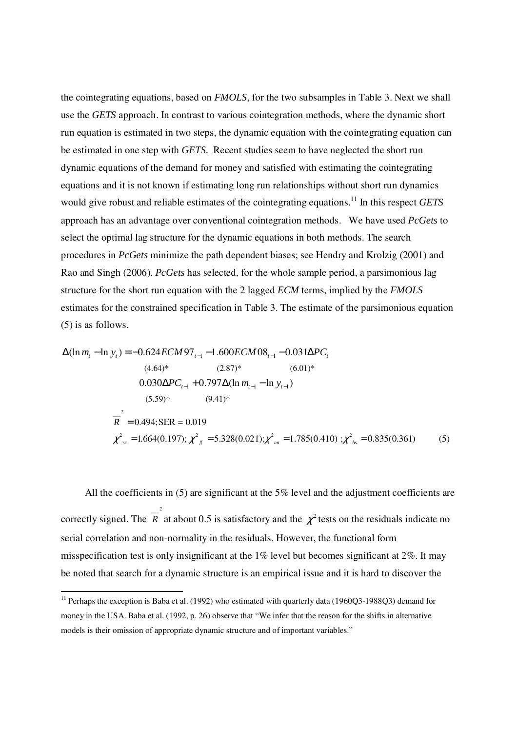the cointegrating equations, based on *FMOLS*, for the two subsamples in Table 3. Next we shall use the *GETS* approach. In contrast to various cointegration methods, where the dynamic short run equation is estimated in two steps, the dynamic equation with the cointegrating equation can be estimated in one step with *GETS*. Recent studies seem to have neglected the short run dynamic equations of the demand for money and satisfied with estimating the cointegrating equations and it is not known if estimating long run relationships without short run dynamics would give robust and reliable estimates of the cointegrating equations.[11] In this respect *GETS* approach has an advantage over conventional cointegration methods. We have used *PcGets* to select the optimal lag structure for the dynamic equations in both methods. The search procedures in *PcGets* minimize the path dependent biases; see Hendry and Krolzig (2001) and Rao and Singh (2006). *PcGets* has selected, for the whole sample period, a parsimonious lag structure for the short run equation with the 2 lagged *ECM* terms, implied by the *FMOLS* estimates for the constrained specification in Table 3. The estimate of the parsimonious equation (5) is as follows.

$$
\begin{aligned}
\Delta(\ln m_t - \ln y_t) = &-\underset{(4.64)^*}{0.624} ECM97_{t-1} - \underset{(2.87)^*}{1.600} ECM08_{t-1} - \underset{(6.01)^*}{0.031} \Delta PC_t \\
& \underset{(5.59)^*}{0.030} \Delta PC_{t-1} + \underset{(9.41)^*}{0.797} \Delta(\ln m_{t-1} - \ln y_{t-1}) \\
& \bar{R}^2 = 0.494; \text{SER} = 0.019 \\
& \chi^2_{sc} = 1.664(0.197);\ \chi^2_{ff} = 5.328(0.021);\ \chi^2_{nn} = 1.785(0.410)\ ;\ \chi^2_{hs} = 0.835(0.361) \qquad (5)
\end{aligned}
$$

All the coefficients in (5) are significant at the 5% level and the adjustment coefficients are correctly signed. The $\bar{R}^2$ at about 0.5 is satisfactory and the $\chi^2$ tests on the residuals indicate no serial correlation and non-normality in the residuals. However, the functional form misspecification test is only insignificant at the 1% level but becomes significant at 2%. It may be noted that search for a dynamic structure is an empirical issue and it is hard to discover the

[11] Perhaps the exception is Baba et al. (1992) who estimated with quarterly data (1960Q3-1988Q3) demand for money in the USA. Baba et al. (1992, p. 26) observe that "We infer that the reason for the shifts in alternative models is their omission of appropriate dynamic structure and of important variables."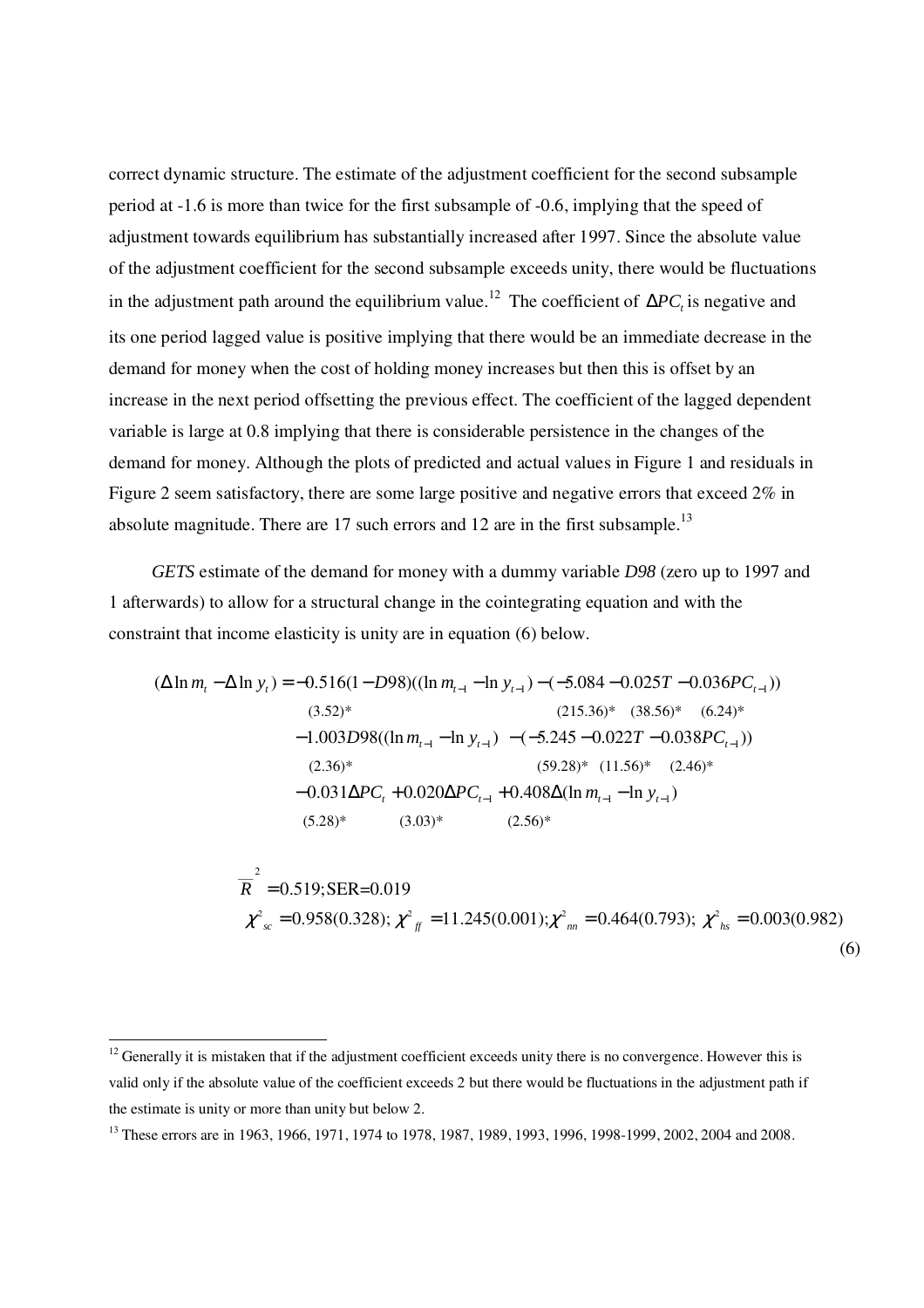correct dynamic structure. The estimate of the adjustment coefficient for the second subsample period at -1.6 is more than twice for the first subsample of -0.6, implying that the speed of adjustment towards equilibrium has substantially increased after 1997. Since the absolute value of the adjustment coefficient for the second subsample exceeds unity, there would be fluctuations in the adjustment path around the equilibrium value.[12] The coefficient of $\Delta PC_t$ is negative and its one period lagged value is positive implying that there would be an immediate decrease in the demand for money when the cost of holding money increases but then this is offset by an increase in the next period offsetting the previous effect. The coefficient of the lagged dependent variable is large at 0.8 implying that there is considerable persistence in the changes of the demand for money. Although the plots of predicted and actual values in Figure 1 and residuals in Figure 2 seem satisfactory, there are some large positive and negative errors that exceed 2% in absolute magnitude. There are 17 such errors and 12 are in the first subsample.[13]

*GETS* estimate of the demand for money with a dummy variable *D98* (zero up to 1997 and 1 afterwards) to allow for a structural change in the cointegrating equation and with the constraint that income elasticity is unity are in equation (6) below.

$$
\begin{aligned}
(\Delta \ln m_t - \Delta \ln y_t) = & -\underset{(3.52)^*}{0.516}(1-D98)((\ln m_{t-1} - \ln y_{t-1}) - (-\underset{(215.36)^*}{5.084} - \underset{(38.56)^*}{0.025}T - \underset{(6.24)^*}{0.036}PC_{t-1})) \\
& -\underset{(2.36)^*}{1.003}D98((\ln m_{t-1} - \ln y_{t-1}) - (-\underset{(59.28)^*}{5.245} - \underset{(11.56)^*}{0.022}T - \underset{(2.46)^*}{0.038}PC_{t-1})) \\
& -\underset{(5.28)^*}{0.031}\Delta PC_t + \underset{(3.03)^*}{0.020}\Delta PC_{t-1} + \underset{(2.56)^*}{0.408}\Delta(\ln m_{t-1} - \ln y_{t-1})
\end{aligned}
$$

$$
\begin{aligned}
&\bar{R}^2 = 0.519; \text{SER} = 0.019 \\
&\chi^2_{sc} = 0.958(0.328);\ \chi^2_{ff} = 11.245(0.001);\ \chi^2_{nn} = 0.464(0.793);\ \chi^2_{hs} = 0.003(0.982) \qquad (6)
\end{aligned}
$$

---

[12] Generally it is mistaken that if the adjustment coefficient exceeds unity there is no convergence. However this is valid only if the absolute value of the coefficient exceeds 2 but there would be fluctuations in the adjustment path if the estimate is unity or more than unity but below 2.

[13] These errors are in 1963, 1966, 1971, 1974 to 1978, 1987, 1989, 1993, 1996, 1998-1999, 2002, 2004 and 2008.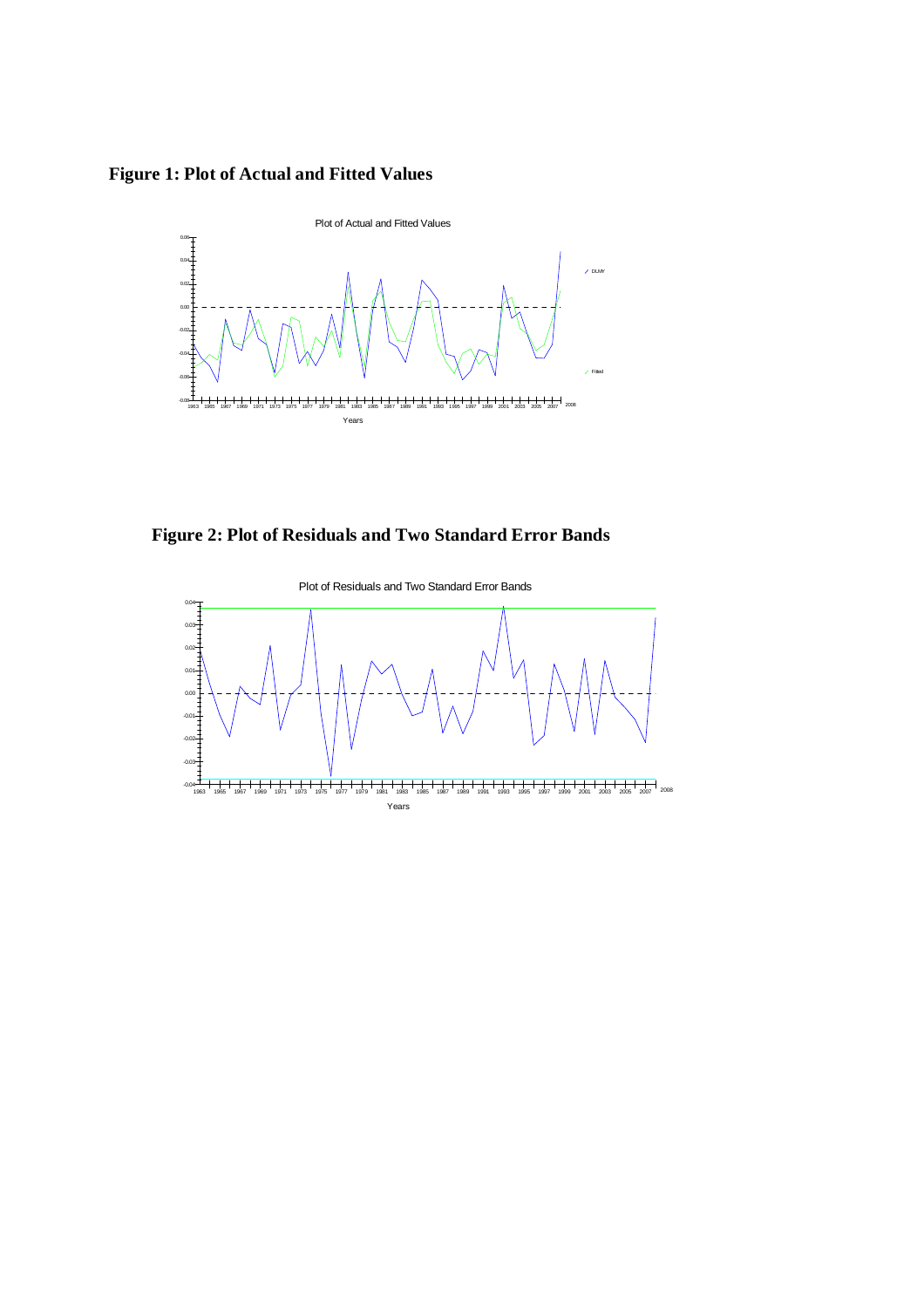**Figure 1: Plot of Actual and Fitted Values**

**Figure 2: Plot of Residuals and Two Standard Error Bands**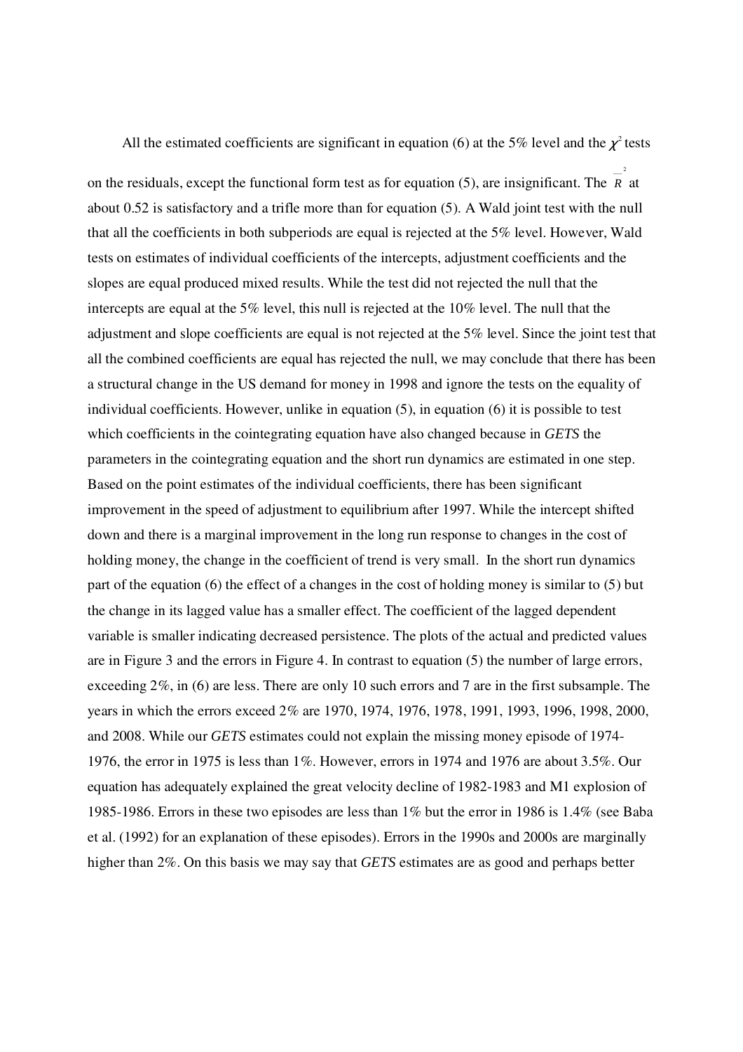All the estimated coefficients are significant in equation (6) at the 5% level and the $\chi^2$ tests on the residuals, except the functional form test as for equation (5), are insignificant. The $\bar{R}^2$ at about 0.52 is satisfactory and a trifle more than for equation (5). A Wald joint test with the null that all the coefficients in both subperiods are equal is rejected at the 5% level. However, Wald tests on estimates of individual coefficients of the intercepts, adjustment coefficients and the slopes are equal produced mixed results. While the test did not rejected the null that the intercepts are equal at the 5% level, this null is rejected at the 10% level. The null that the adjustment and slope coefficients are equal is not rejected at the 5% level. Since the joint test that all the combined coefficients are equal has rejected the null, we may conclude that there has been a structural change in the US demand for money in 1998 and ignore the tests on the equality of individual coefficients. However, unlike in equation (5), in equation (6) it is possible to test which coefficients in the cointegrating equation have also changed because in *GETS* the parameters in the cointegrating equation and the short run dynamics are estimated in one step. Based on the point estimates of the individual coefficients, there has been significant improvement in the speed of adjustment to equilibrium after 1997. While the intercept shifted down and there is a marginal improvement in the long run response to changes in the cost of holding money, the change in the coefficient of trend is very small. In the short run dynamics part of the equation (6) the effect of a changes in the cost of holding money is similar to (5) but the change in its lagged value has a smaller effect. The coefficient of the lagged dependent variable is smaller indicating decreased persistence. The plots of the actual and predicted values are in Figure 3 and the errors in Figure 4. In contrast to equation (5) the number of large errors, exceeding 2%, in (6) are less. There are only 10 such errors and 7 are in the first subsample. The years in which the errors exceed 2% are 1970, 1974, 1976, 1978, 1991, 1993, 1996, 1998, 2000, and 2008. While our *GETS* estimates could not explain the missing money episode of 1974-1976, the error in 1975 is less than 1%. However, errors in 1974 and 1976 are about 3.5%. Our equation has adequately explained the great velocity decline of 1982-1983 and M1 explosion of 1985-1986. Errors in these two episodes are less than 1% but the error in 1986 is 1.4% (see Baba et al. (1992) for an explanation of these episodes). Errors in the 1990s and 2000s are marginally higher than 2%. On this basis we may say that *GETS* estimates are as good and perhaps better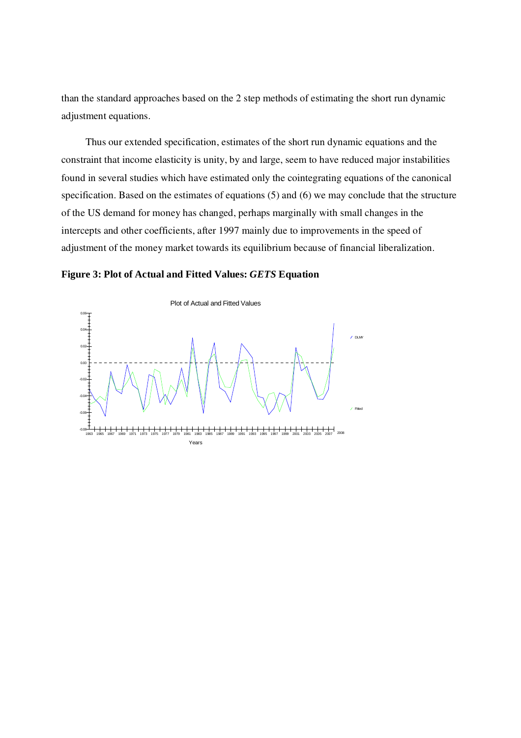than the standard approaches based on the 2 step methods of estimating the short run dynamic adjustment equations.

Thus our extended specification, estimates of the short run dynamic equations and the constraint that income elasticity is unity, by and large, seem to have reduced major instabilities found in several studies which have estimated only the cointegrating equations of the canonical specification. Based on the estimates of equations (5) and (6) we may conclude that the structure of the US demand for money has changed, perhaps marginally with small changes in the intercepts and other coefficients, after 1997 mainly due to improvements in the speed of adjustment of the money market towards its equilibrium because of financial liberalization.

**Figure 3: Plot of Actual and Fitted Values: *GETS* Equation**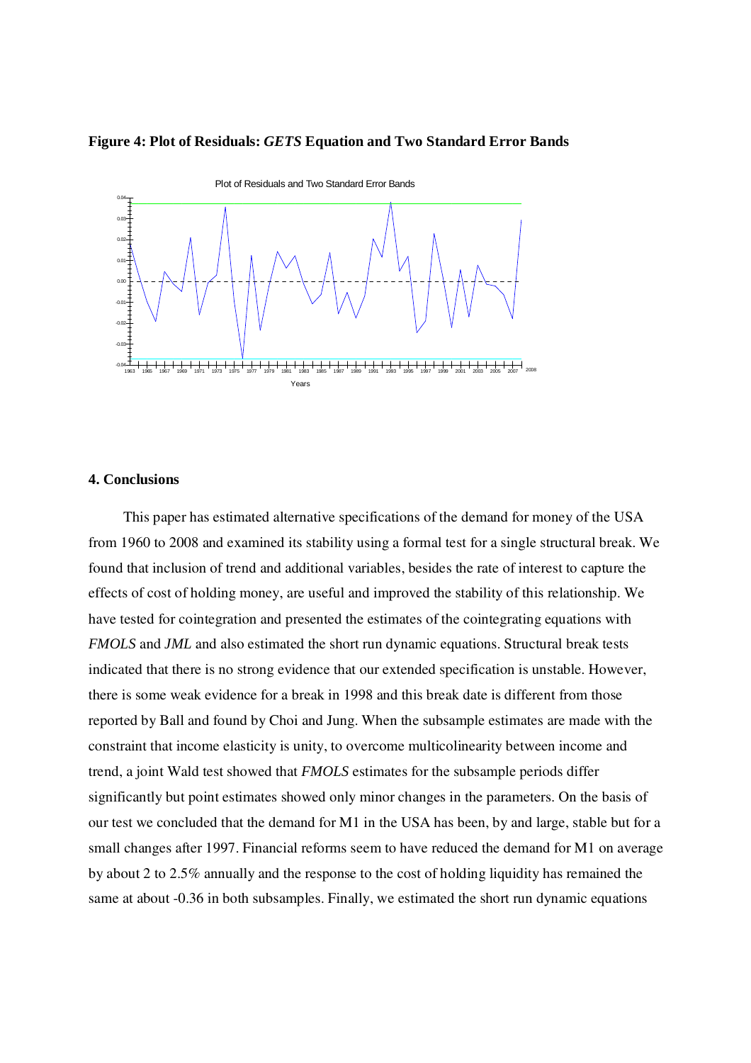**Figure 4: Plot of Residuals: *GETS* Equation and Two Standard Error Bands**

## 4. Conclusions

This paper has estimated alternative specifications of the demand for money of the USA from 1960 to 2008 and examined its stability using a formal test for a single structural break. We found that inclusion of trend and additional variables, besides the rate of interest to capture the effects of cost of holding money, are useful and improved the stability of this relationship. We have tested for cointegration and presented the estimates of the cointegrating equations with *FMOLS* and *JML* and also estimated the short run dynamic equations. Structural break tests indicated that there is no strong evidence that our extended specification is unstable. However, there is some weak evidence for a break in 1998 and this break date is different from those reported by Ball and found by Choi and Jung. When the subsample estimates are made with the constraint that income elasticity is unity, to overcome multicolinearity between income and trend, a joint Wald test showed that *FMOLS* estimates for the subsample periods differ significantly but point estimates showed only minor changes in the parameters. On the basis of our test we concluded that the demand for M1 in the USA has been, by and large, stable but for a small changes after 1997. Financial reforms seem to have reduced the demand for M1 on average by about 2 to 2.5% annually and the response to the cost of holding liquidity has remained the same at about -0.36 in both subsamples. Finally, we estimated the short run dynamic equations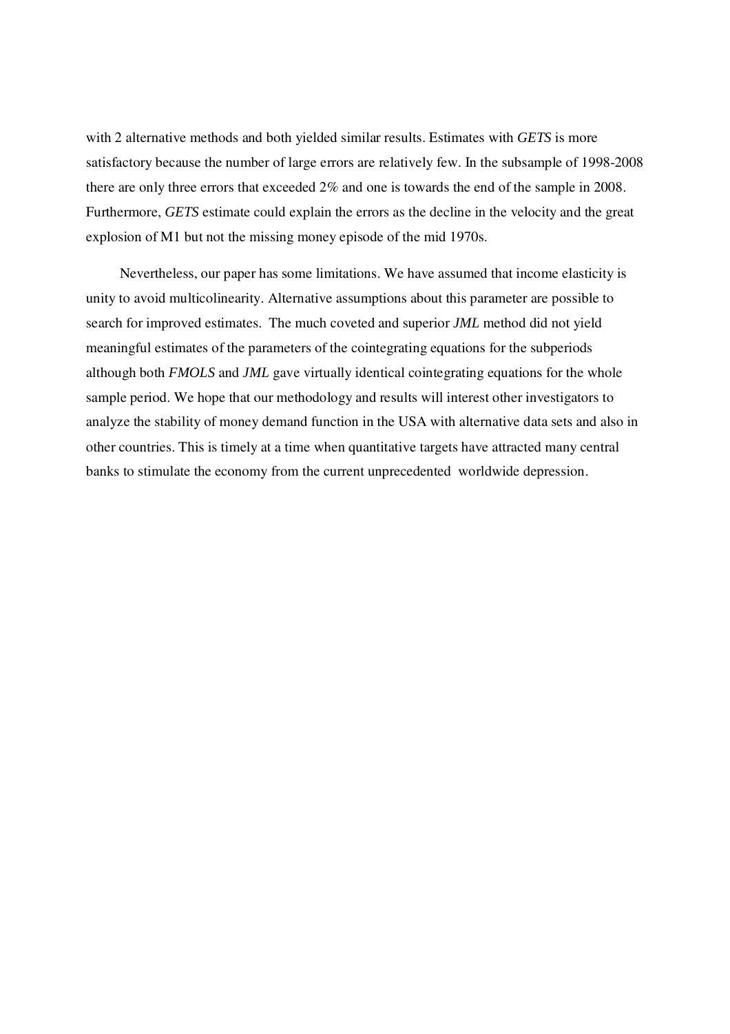with 2 alternative methods and both yielded similar results. Estimates with *GETS* is more satisfactory because the number of large errors are relatively few. In the subsample of 1998-2008 there are only three errors that exceeded 2% and one is towards the end of the sample in 2008. Furthermore, *GETS* estimate could explain the errors as the decline in the velocity and the great explosion of M1 but not the missing money episode of the mid 1970s.

Nevertheless, our paper has some limitations. We have assumed that income elasticity is unity to avoid multicolinearity. Alternative assumptions about this parameter are possible to search for improved estimates. The much coveted and superior *JML* method did not yield meaningful estimates of the parameters of the cointegrating equations for the subperiods although both *FMOLS* and *JML* gave virtually identical cointegrating equations for the whole sample period. We hope that our methodology and results will interest other investigators to analyze the stability of money demand function in the USA with alternative data sets and also in other countries. This is timely at a time when quantitative targets have attracted many central banks to stimulate the economy from the current unprecedented worldwide depression.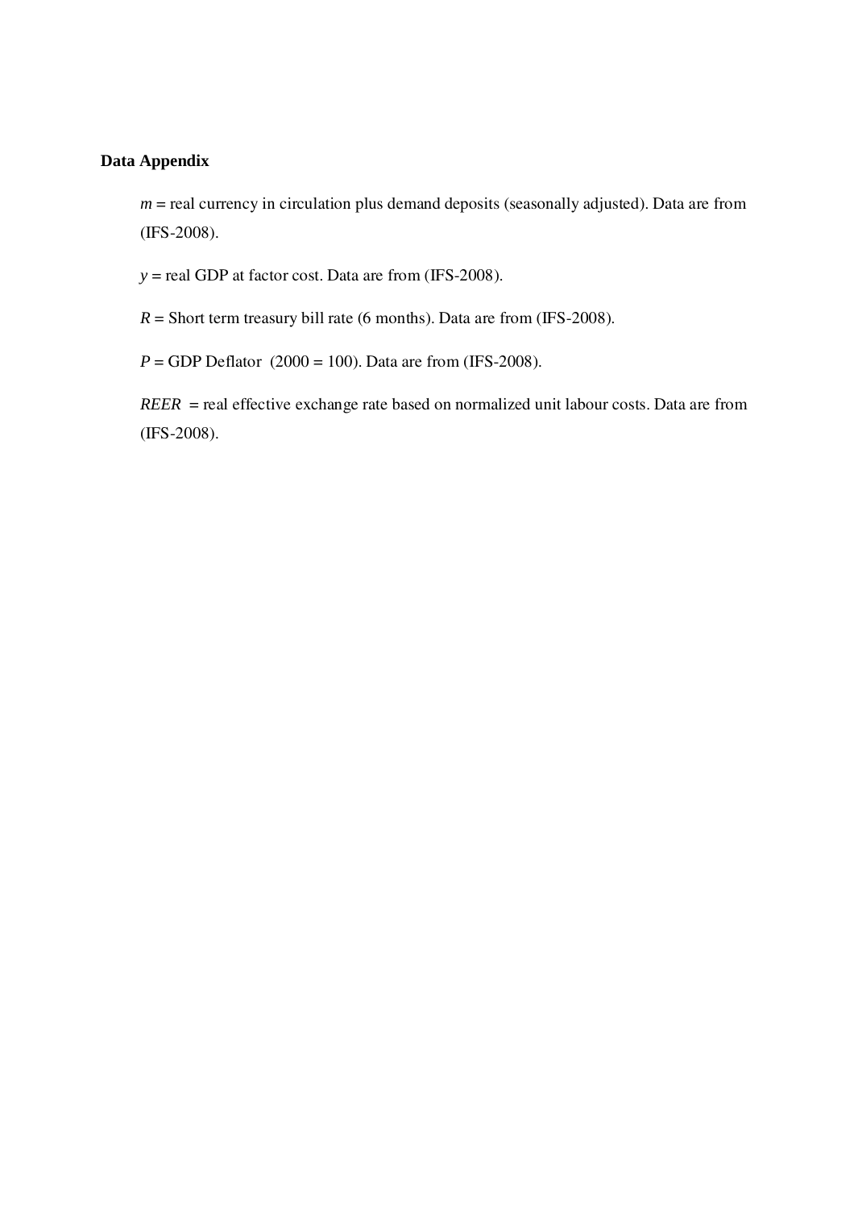**Data Appendix**

$m$ = real currency in circulation plus demand deposits (seasonally adjusted). Data are from (IFS-2008).

$y$ = real GDP at factor cost. Data are from (IFS-2008).

$R$ = Short term treasury bill rate (6 months). Data are from (IFS-2008).

$P$ = GDP Deflator (2000 = 100). Data are from (IFS-2008).

$REER$ = real effective exchange rate based on normalized unit labour costs. Data are from (IFS-2008).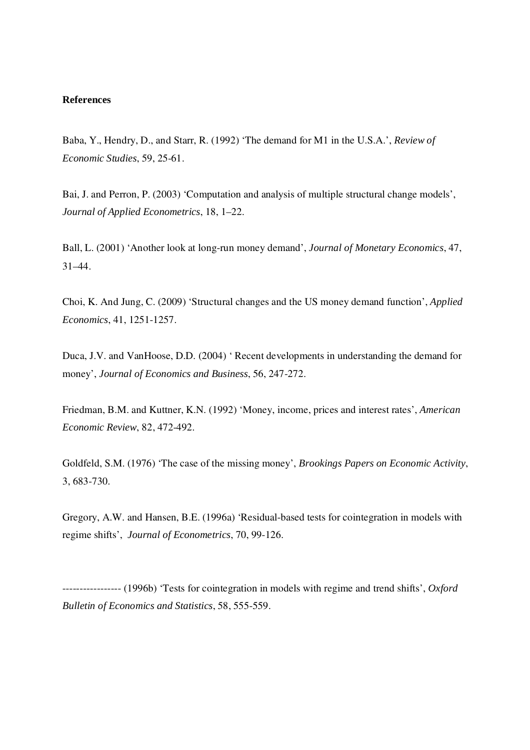**References**

Baba, Y., Hendry, D., and Starr, R. (1992) 'The demand for M1 in the U.S.A.', *Review of Economic Studies*, 59, 25-61.

Bai, J. and Perron, P. (2003) 'Computation and analysis of multiple structural change models', *Journal of Applied Econometrics*, 18, 1–22.

Ball, L. (2001) 'Another look at long-run money demand', *Journal of Monetary Economics*, 47, 31–44.

Choi, K. And Jung, C. (2009) 'Structural changes and the US money demand function', *Applied Economics*, 41, 1251-1257.

Duca, J.V. and VanHoose, D.D. (2004) ' Recent developments in understanding the demand for money', *Journal of Economics and Business*, 56, 247-272.

Friedman, B.M. and Kuttner, K.N. (1992) 'Money, income, prices and interest rates', *American Economic Review*, 82, 472-492.

Goldfeld, S.M. (1976) 'The case of the missing money', *Brookings Papers on Economic Activity*, 3, 683-730.

Gregory, A.W. and Hansen, B.E. (1996a) 'Residual-based tests for cointegration in models with regime shifts', *Journal of Econometrics*, 70, 99-126.

----------------- (1996b) 'Tests for cointegration in models with regime and trend shifts', *Oxford Bulletin of Economics and Statistics*, 58, 555-559.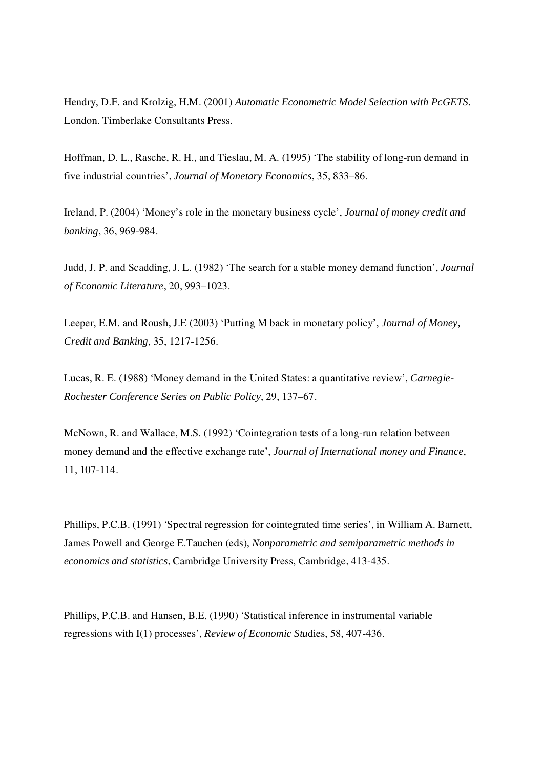Hendry, D.F. and Krolzig, H.M. (2001) *Automatic Econometric Model Selection with PcGETS.* London. Timberlake Consultants Press.

Hoffman, D. L., Rasche, R. H., and Tieslau, M. A. (1995) 'The stability of long-run demand in five industrial countries', *Journal of Monetary Economics*, 35, 833–86.

Ireland, P. (2004) 'Money's role in the monetary business cycle', *Journal of money credit and banking*, 36, 969-984.

Judd, J. P. and Scadding, J. L. (1982) 'The search for a stable money demand function', *Journal of Economic Literature*, 20, 993–1023.

Leeper, E.M. and Roush, J.E (2003) 'Putting M back in monetary policy', *Journal of Money, Credit and Banking*, 35, 1217-1256.

Lucas, R. E. (1988) 'Money demand in the United States: a quantitative review', *Carnegie-Rochester Conference Series on Public Policy*, 29, 137–67.

McNown, R. and Wallace, M.S. (1992) 'Cointegration tests of a long-run relation between money demand and the effective exchange rate', *Journal of International money and Finance*, 11, 107-114.

Phillips, P.C.B. (1991) 'Spectral regression for cointegrated time series', in William A. Barnett, James Powell and George E.Tauchen (eds), *Nonparametric and semiparametric methods in economics and statistics*, Cambridge University Press, Cambridge, 413-435.

Phillips, P.C.B. and Hansen, B.E. (1990) 'Statistical inference in instrumental variable regressions with I(1) processes', *Review of Economic Stu*dies, 58, 407-436.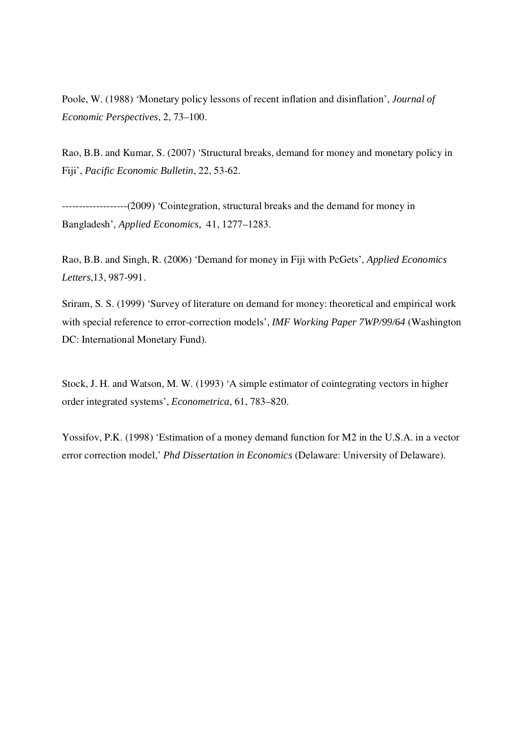Poole, W. (1988) ‘Monetary policy lessons of recent inflation and disinflation’, *Journal of Economic Perspectives*, 2, 73–100.

Rao, B.B. and Kumar, S. (2007) ‘Structural breaks, demand for money and monetary policy in Fiji’, *Pacific Economic Bulletin*, 22, 53-62.

-------------------(2009) ‘Cointegration, structural breaks and the demand for money in Bangladesh’, *Applied Economics,* 41, 1277–1283.

Rao, B.B. and Singh, R. (2006) ‘Demand for money in Fiji with PcGets’, *Applied Economics Letters*,13, 987-991.

Sriram, S. S. (1999) ‘Survey of literature on demand for money: theoretical and empirical work with special reference to error-correction models’, *IMF Working Paper 7WP/99/64* (Washington DC: International Monetary Fund).

Stock, J. H. and Watson, M. W. (1993) ‘A simple estimator of cointegrating vectors in higher order integrated systems’, *Econometrica*, 61, 783–820.

Yossifov, P.K. (1998) ‘Estimation of a money demand function for M2 in the U.S.A. in a vector error correction model,’ *Phd Dissertation in Economics* (Delaware: University of Delaware).